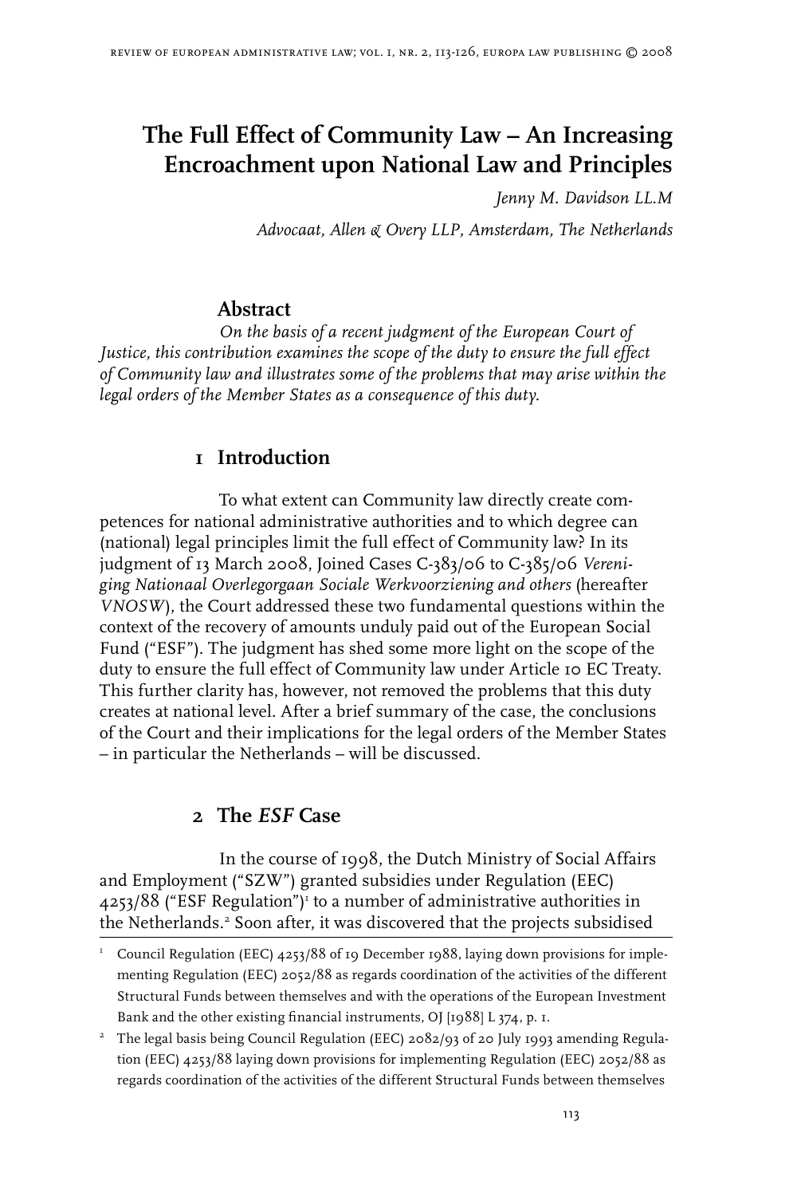# The Full Effect of Community Law – An Increasing Encroachment upon National Law and Principles

*Jenny M. Davidson LL.M*

*Advocaat, Allen & Overy LLP, Amsterdam, The Netherlands*

## Abstract

*On the basis of a recent judgment of the European Court of Justice, this contribution examines the scope of the duty to ensure the full effect of Community law and illustrates some of the problems that may arise within the legal orders of the Member States as a consequence of this duty.*

## 1 Introduction

To what extent can Community law directly create competences for national administrative authorities and to which degree can (national) legal principles limit the full effect of Community law? In its judgment of 13 March 2008, Joined Cases C-383/06 to C-385/06 *Vereniging Nationaal Overlegorgaan Sociale Werkvoorziening and others* (hereafter *VNOSW*), the Court addressed these two fundamental questions within the context of the recovery of amounts unduly paid out of the European Social Fund ("ESF"). The judgment has shed some more light on the scope of the duty to ensure the full effect of Community law under Article 10 EC Treaty. This further clarity has, however, not removed the problems that this duty creates at national level. After a brief summary of the case, the conclusions of the Court and their implications for the legal orders of the Member States – in particular the Netherlands – will be discussed.

## 2 The *ESF* Case

In the course of 1998, the Dutch Ministry of Social Affairs and Employment ("SZW") granted subsidies under Regulation (EEC) 4253/88 ("ESF Regulation")[1] to a number of administrative authorities in the Netherlands.[2] Soon after, it was discovered that the projects subsidised

[1] Council Regulation (EEC) 4253/88 of 19 December 1988, laying down provisions for implementing Regulation (EEC) 2052/88 as regards coordination of the activities of the different Structural Funds between themselves and with the operations of the European Investment Bank and the other existing financial instruments, OJ [1988] L 374, p. 1.

[2] The legal basis being Council Regulation (EEC) 2082/93 of 20 July 1993 amending Regulation (EEC) 4253/88 laying down provisions for implementing Regulation (EEC) 2052/88 as regards coordination of the activities of the different Structural Funds between themselves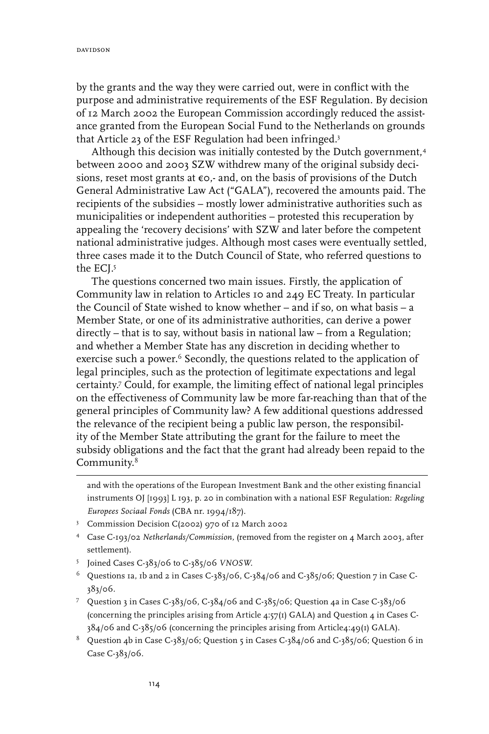by the grants and the way they were carried out, were in conflict with the purpose and administrative requirements of the ESF Regulation. By decision of 12 March 2002 the European Commission accordingly reduced the assistance granted from the European Social Fund to the Netherlands on grounds that Article 23 of the ESF Regulation had been infringed.[3]

Although this decision was initially contested by the Dutch government,[4] between 2000 and 2003 SZW withdrew many of the original subsidy decisions, reset most grants at €0,- and, on the basis of provisions of the Dutch General Administrative Law Act ("GALA"), recovered the amounts paid. The recipients of the subsidies – mostly lower administrative authorities such as municipalities or independent authorities – protested this recuperation by appealing the 'recovery decisions' with SZW and later before the competent national administrative judges. Although most cases were eventually settled, three cases made it to the Dutch Council of State, who referred questions to the ECJ.[5]

The questions concerned two main issues. Firstly, the application of Community law in relation to Articles 10 and 249 EC Treaty. In particular the Council of State wished to know whether – and if so, on what basis – a Member State, or one of its administrative authorities, can derive a power directly – that is to say, without basis in national law – from a Regulation; and whether a Member State has any discretion in deciding whether to exercise such a power.[6] Secondly, the questions related to the application of legal principles, such as the protection of legitimate expectations and legal certainty.[7] Could, for example, the limiting effect of national legal principles on the effectiveness of Community law be more far-reaching than that of the general principles of Community law? A few additional questions addressed the relevance of the recipient being a public law person, the responsibility of the Member State attributing the grant for the failure to meet the subsidy obligations and the fact that the grant had already been repaid to the Community.[8]

---

and with the operations of the European Investment Bank and the other existing financial instruments OJ [1993] L 193, p. 20 in combination with a national ESF Regulation: *Regeling Europees Sociaal Fonds* (CBA nr. 1994/187).

[3] Commission Decision C(2002) 970 of 12 March 2002

[4] Case C-193/02 *Netherlands/Commission*, (removed from the register on 4 March 2003, after settlement).

[5] Joined Cases C-383/06 to C-385/06 *VNOSW*.

[6] Questions 1a, 1b and 2 in Cases C-383/06, C-384/06 and C-385/06; Question 7 in Case C-383/06.

[7] Question 3 in Cases C-383/06, C-384/06 and C-385/06; Question 4a in Case C-383/06 (concerning the principles arising from Article 4:57(1) GALA) and Question 4 in Cases C-384/06 and C-385/06 (concerning the principles arising from Article4:49(1) GALA).

[8] Question 4b in Case C-383/06; Question 5 in Cases C-384/06 and C-385/06; Question 6 in Case C-383/06.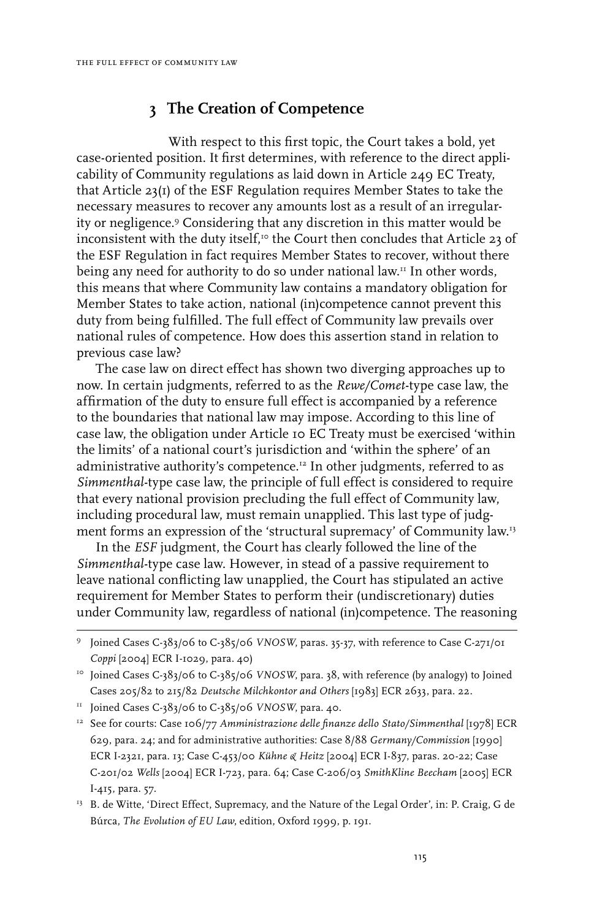## 3 The Creation of Competence

With respect to this first topic, the Court takes a bold, yet case-oriented position. It first determines, with reference to the direct applicability of Community regulations as laid down in Article 249 EC Treaty, that Article 23(1) of the ESF Regulation requires Member States to take the necessary measures to recover any amounts lost as a result of an irregularity or negligence.[9] Considering that any discretion in this matter would be inconsistent with the duty itself,[10] the Court then concludes that Article 23 of the ESF Regulation in fact requires Member States to recover, without there being any need for authority to do so under national law.[11] In other words, this means that where Community law contains a mandatory obligation for Member States to take action, national (in)competence cannot prevent this duty from being fulfilled. The full effect of Community law prevails over national rules of competence. How does this assertion stand in relation to previous case law?

The case law on direct effect has shown two diverging approaches up to now. In certain judgments, referred to as the *Rewe/Comet*-type case law, the affirmation of the duty to ensure full effect is accompanied by a reference to the boundaries that national law may impose. According to this line of case law, the obligation under Article 10 EC Treaty must be exercised 'within the limits' of a national court's jurisdiction and 'within the sphere' of an administrative authority's competence.[12] In other judgments, referred to as *Simmenthal*-type case law, the principle of full effect is considered to require that every national provision precluding the full effect of Community law, including procedural law, must remain unapplied. This last type of judgment forms an expression of the 'structural supremacy' of Community law.[13]

In the *ESF* judgment, the Court has clearly followed the line of the *Simmenthal*-type case law. However, in stead of a passive requirement to leave national conflicting law unapplied, the Court has stipulated an active requirement for Member States to perform their (undiscretionary) duties under Community law, regardless of national (in)competence. The reasoning

---

[9] Joined Cases C-383/06 to C-385/06 *VNOSW*, paras. 35-37, with reference to Case C-271/01 *Coppi* [2004] ECR I-1029, para. 40)

[10] Joined Cases C-383/06 to C-385/06 *VNOSW*, para. 38, with reference (by analogy) to Joined Cases 205/82 to 215/82 *Deutsche Milchkontor and Others* [1983] ECR 2633, para. 22.

[11] Joined Cases C-383/06 to C-385/06 *VNOSW*, para. 40.

[12] See for courts: Case 106/77 *Amministrazione delle finanze dello Stato/Simmenthal* [1978] ECR 629, para. 24; and for administrative authorities: Case 8/88 *Germany/Commission* [1990] ECR I-2321, para. 13; Case C-453/00 *Kühne & Heitz* [2004] ECR I-837, paras. 20-22; Case C-201/02 *Wells* [2004] ECR I-723, para. 64; Case C-206/03 *SmithKline Beecham* [2005] ECR I-415, para. 57.

[13] B. de Witte, 'Direct Effect, Supremacy, and the Nature of the Legal Order', in: P. Craig, G de Búrca, *The Evolution of EU Law*, edition, Oxford 1999, p. 191.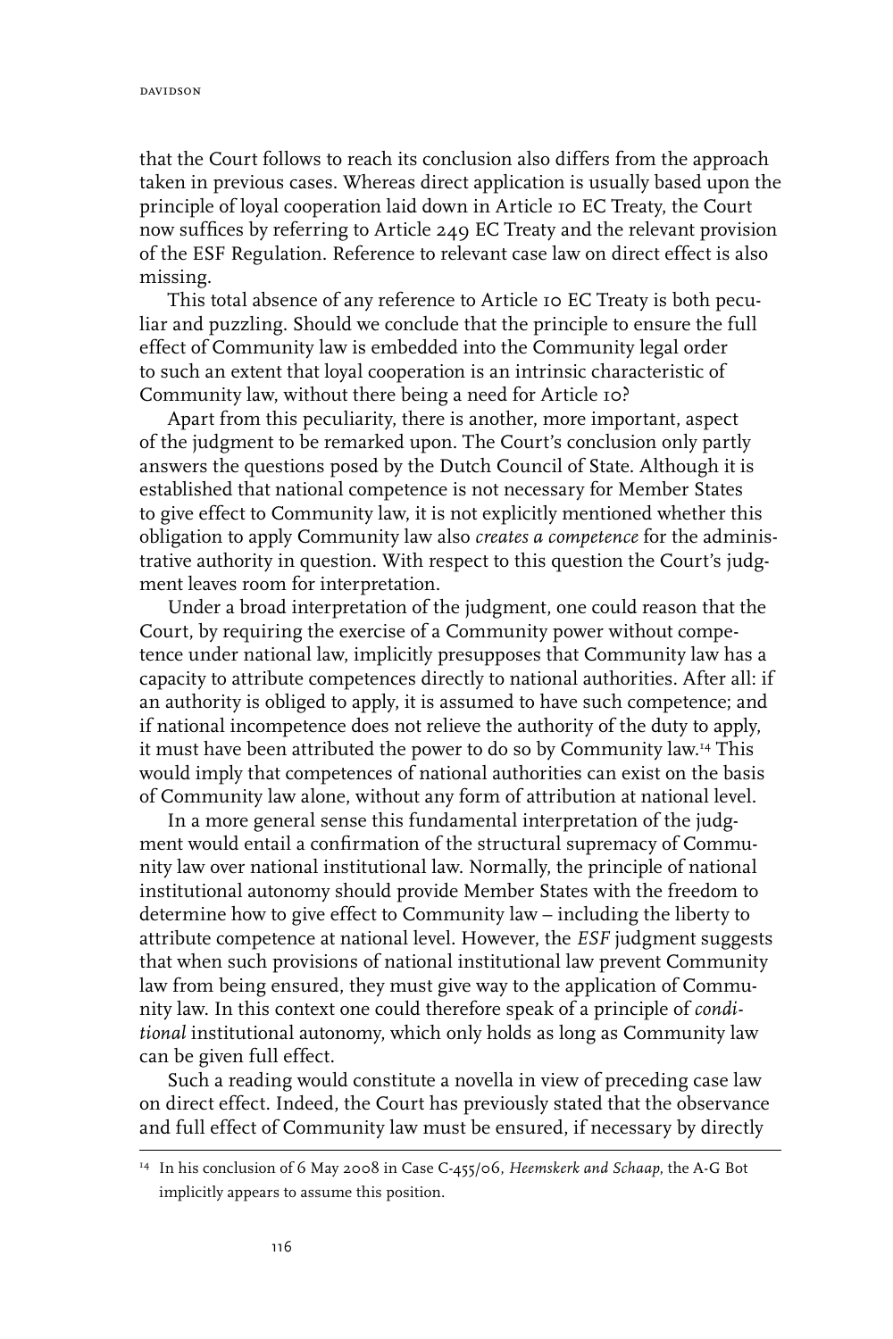that the Court follows to reach its conclusion also differs from the approach taken in previous cases. Whereas direct application is usually based upon the principle of loyal cooperation laid down in Article 10 EC Treaty, the Court now suffices by referring to Article 249 EC Treaty and the relevant provision of the ESF Regulation. Reference to relevant case law on direct effect is also missing.

This total absence of any reference to Article 10 EC Treaty is both peculiar and puzzling. Should we conclude that the principle to ensure the full effect of Community law is embedded into the Community legal order to such an extent that loyal cooperation is an intrinsic characteristic of Community law, without there being a need for Article 10?

Apart from this peculiarity, there is another, more important, aspect of the judgment to be remarked upon. The Court's conclusion only partly answers the questions posed by the Dutch Council of State. Although it is established that national competence is not necessary for Member States to give effect to Community law, it is not explicitly mentioned whether this obligation to apply Community law also *creates a competence* for the administrative authority in question. With respect to this question the Court's judgment leaves room for interpretation.

Under a broad interpretation of the judgment, one could reason that the Court, by requiring the exercise of a Community power without competence under national law, implicitly presupposes that Community law has a capacity to attribute competences directly to national authorities. After all: if an authority is obliged to apply, it is assumed to have such competence; and if national incompetence does not relieve the authority of the duty to apply, it must have been attributed the power to do so by Community law.[14] This would imply that competences of national authorities can exist on the basis of Community law alone, without any form of attribution at national level.

In a more general sense this fundamental interpretation of the judgment would entail a confirmation of the structural supremacy of Community law over national institutional law. Normally, the principle of national institutional autonomy should provide Member States with the freedom to determine how to give effect to Community law – including the liberty to attribute competence at national level. However, the *ESF* judgment suggests that when such provisions of national institutional law prevent Community law from being ensured, they must give way to the application of Community law. In this context one could therefore speak of a principle of *conditional* institutional autonomy, which only holds as long as Community law can be given full effect.

Such a reading would constitute a novella in view of preceding case law on direct effect. Indeed, the Court has previously stated that the observance and full effect of Community law must be ensured, if necessary by directly

---

[14] In his conclusion of 6 May 2008 in Case C-455/06, *Heemskerk and Schaap*, the A-G Bot implicitly appears to assume this position.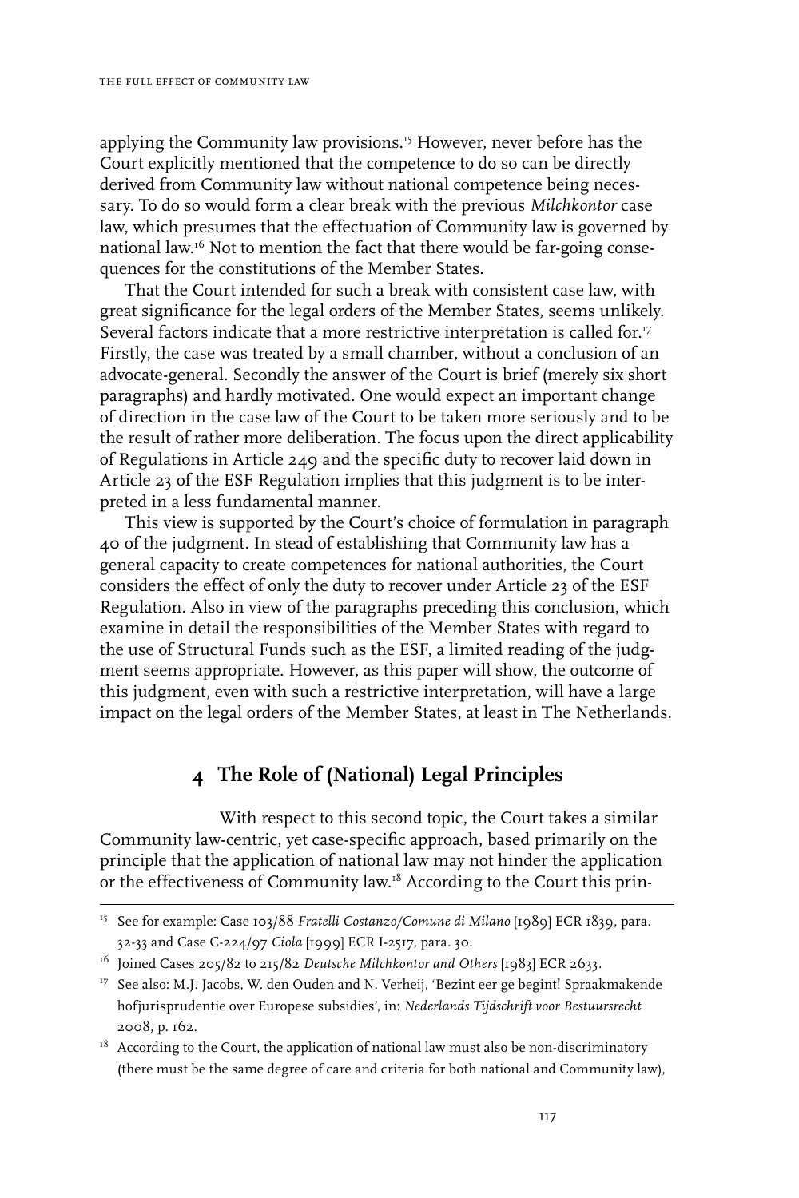applying the Community law provisions.[15] However, never before has the Court explicitly mentioned that the competence to do so can be directly derived from Community law without national competence being necessary. To do so would form a clear break with the previous *Milchkontor* case law, which presumes that the effectuation of Community law is governed by national law.[16] Not to mention the fact that there would be far-going consequences for the constitutions of the Member States.

That the Court intended for such a break with consistent case law, with great significance for the legal orders of the Member States, seems unlikely. Several factors indicate that a more restrictive interpretation is called for.[17] Firstly, the case was treated by a small chamber, without a conclusion of an advocate-general. Secondly the answer of the Court is brief (merely six short paragraphs) and hardly motivated. One would expect an important change of direction in the case law of the Court to be taken more seriously and to be the result of rather more deliberation. The focus upon the direct applicability of Regulations in Article 249 and the specific duty to recover laid down in Article 23 of the ESF Regulation implies that this judgment is to be interpreted in a less fundamental manner.

This view is supported by the Court's choice of formulation in paragraph 40 of the judgment. In stead of establishing that Community law has a general capacity to create competences for national authorities, the Court considers the effect of only the duty to recover under Article 23 of the ESF Regulation. Also in view of the paragraphs preceding this conclusion, which examine in detail the responsibilities of the Member States with regard to the use of Structural Funds such as the ESF, a limited reading of the judgment seems appropriate. However, as this paper will show, the outcome of this judgment, even with such a restrictive interpretation, will have a large impact on the legal orders of the Member States, at least in The Netherlands.

## 4 The Role of (National) Legal Principles

With respect to this second topic, the Court takes a similar Community law-centric, yet case-specific approach, based primarily on the principle that the application of national law may not hinder the application or the effectiveness of Community law.[18] According to the Court this prin-

---

[15] See for example: Case 103/88 *Fratelli Costanzo/Comune di Milano* [1989] ECR 1839, para. 32-33 and Case C-224/97 *Ciola* [1999] ECR I-2517, para. 30.

[16] Joined Cases 205/82 to 215/82 *Deutsche Milchkontor and Others* [1983] ECR 2633.

[17] See also: M.J. Jacobs, W. den Ouden and N. Verheij, 'Bezint eer ge begint! Spraakmakende hofjurisprudentie over Europese subsidies', in: *Nederlands Tijdschrift voor Bestuursrecht* 2008, p. 162.

[18] According to the Court, the application of national law must also be non-discriminatory (there must be the same degree of care and criteria for both national and Community law),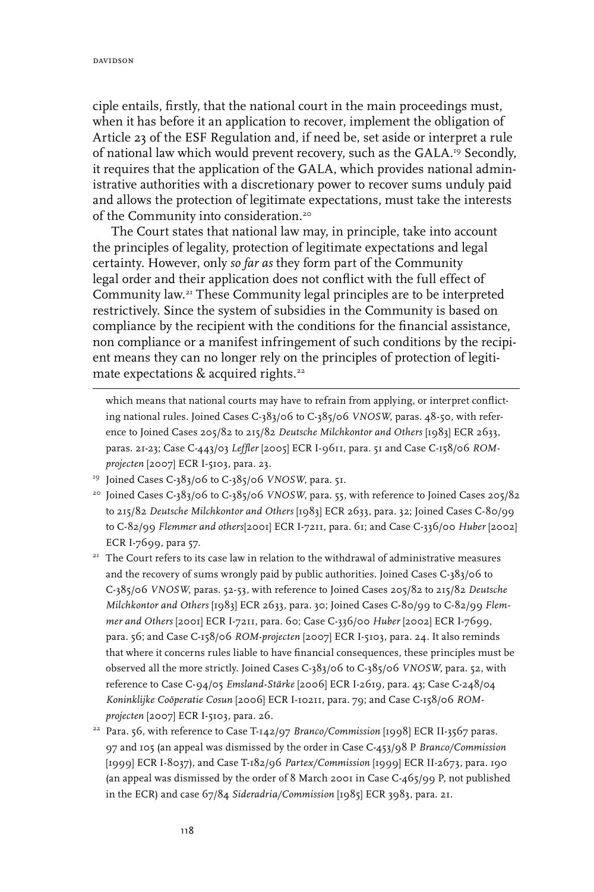ciple entails, firstly, that the national court in the main proceedings must, when it has before it an application to recover, implement the obligation of Article 23 of the ESF Regulation and, if need be, set aside or interpret a rule of national law which would prevent recovery, such as the GALA.[19] Secondly, it requires that the application of the GALA, which provides national administrative authorities with a discretionary power to recover sums unduly paid and allows the protection of legitimate expectations, must take the interests of the Community into consideration.[20]

The Court states that national law may, in principle, take into account the principles of legality, protection of legitimate expectations and legal certainty. However, only *so far as* they form part of the Community legal order and their application does not conflict with the full effect of Community law.[21] These Community legal principles are to be interpreted restrictively. Since the system of subsidies in the Community is based on compliance by the recipient with the conditions for the financial assistance, non compliance or a manifest infringement of such conditions by the recipient means they can no longer rely on the principles of protection of legitimate expectations & acquired rights.[22]

---

which means that national courts may have to refrain from applying, or interpret conflicting national rules. Joined Cases C-383/06 to C-385/06 *VNOSW*, paras. 48-50, with reference to Joined Cases 205/82 to 215/82 *Deutsche Milchkontor and Others* [1983] ECR 2633, paras. 21-23; Case C-443/03 *Leffler* [2005] ECR I-9611, para. 51 and Case C-158/06 *ROM-projecten* [2007] ECR I-5103, para. 23.

[19] Joined Cases C-383/06 to C-385/06 *VNOSW*, para. 51.

[20] Joined Cases C-383/06 to C-385/06 *VNOSW*, para. 55, with reference to Joined Cases 205/82 to 215/82 *Deutsche Milchkontor and Others* [1983] ECR 2633, para. 32; Joined Cases C-80/99 to C-82/99 *Flemmer and others*[2001] ECR I-7211, para. 61; and Case C-336/00 *Huber* [2002] ECR I-7699, para 57.

[21] The Court refers to its case law in relation to the withdrawal of administrative measures and the recovery of sums wrongly paid by public authorities. Joined Cases C-383/06 to C-385/06 *VNOSW*, paras. 52-53, with reference to Joined Cases 205/82 to 215/82 *Deutsche Milchkontor and Others* [1983] ECR 2633, para. 30; Joined Cases C-80/99 to C-82/99 *Flemmer and Others* [2001] ECR I-7211, para. 60; Case C-336/00 *Huber* [2002] ECR I-7699, para. 56; and Case C-158/06 *ROM-projecten* [2007] ECR I-5103, para. 24. It also reminds that where it concerns rules liable to have financial consequences, these principles must be observed all the more strictly. Joined Cases C-383/06 to C-385/06 *VNOSW*, para. 52, with reference to Case C-94/05 *Emsland-Stärke* [2006] ECR I-2619, para. 43; Case C-248/04 *Koninklijke Coöperatie Cosun* [2006] ECR I-10211, para. 79; and Case C-158/06 *ROM-projecten* [2007] ECR I-5103, para. 26.

[22] Para. 56, with reference to Case T-142/97 *Branco/Commission* [1998] ECR II-3567 paras. 97 and 105 (an appeal was dismissed by the order in Case C-453/98 P *Branco/Commission* [1999] ECR I-8037), and Case T-182/96 *Partex/Commission* [1999] ECR II-2673, para. 190 (an appeal was dismissed by the order of 8 March 2001 in Case C-465/99 P, not published in the ECR) and case 67/84 *Sideradria/Commission* [1985] ECR 3983, para. 21.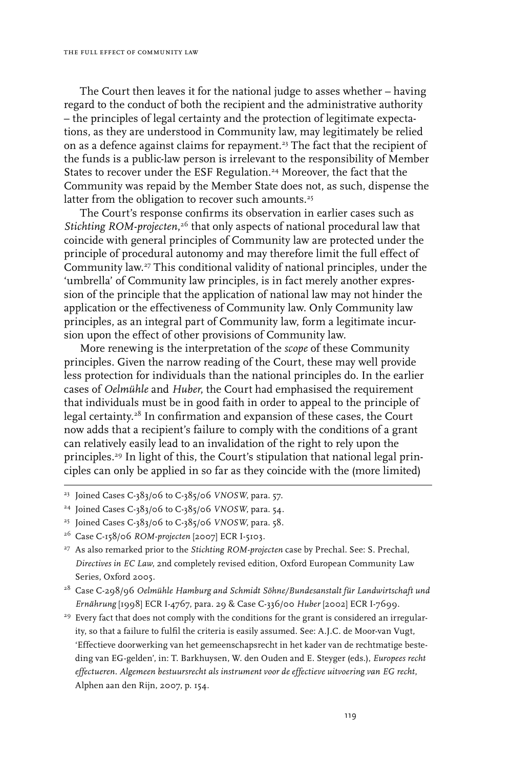The Court then leaves it for the national judge to asses whether – having regard to the conduct of both the recipient and the administrative authority – the principles of legal certainty and the protection of legitimate expectations, as they are understood in Community law, may legitimately be relied on as a defence against claims for repayment.[23] The fact that the recipient of the funds is a public-law person is irrelevant to the responsibility of Member States to recover under the ESF Regulation.[24] Moreover, the fact that the Community was repaid by the Member State does not, as such, dispense the latter from the obligation to recover such amounts.[25]

The Court's response confirms its observation in earlier cases such as *Stichting ROM-projecten*,[26] that only aspects of national procedural law that coincide with general principles of Community law are protected under the principle of procedural autonomy and may therefore limit the full effect of Community law.[27] This conditional validity of national principles, under the 'umbrella' of Community law principles, is in fact merely another expression of the principle that the application of national law may not hinder the application or the effectiveness of Community law. Only Community law principles, as an integral part of Community law, form a legitimate incursion upon the effect of other provisions of Community law.

More renewing is the interpretation of the *scope* of these Community principles. Given the narrow reading of the Court, these may well provide less protection for individuals than the national principles do. In the earlier cases of *Oelmühle* and *Huber*, the Court had emphasised the requirement that individuals must be in good faith in order to appeal to the principle of legal certainty.[28] In confirmation and expansion of these cases, the Court now adds that a recipient's failure to comply with the conditions of a grant can relatively easily lead to an invalidation of the right to rely upon the principles.[29] In light of this, the Court's stipulation that national legal principles can only be applied in so far as they coincide with the (more limited)

---

[23] Joined Cases C-383/06 to C-385/06 *VNOSW*, para. 57.

[24] Joined Cases C-383/06 to C-385/06 *VNOSW*, para. 54.

[25] Joined Cases C-383/06 to C-385/06 *VNOSW*, para. 58.

[26] Case C-158/06 *ROM-projecten* [2007] ECR I-5103.

[27] As also remarked prior to the *Stichting ROM-projecten* case by Prechal. See: S. Prechal, *Directives in EC Law*, 2nd completely revised edition, Oxford European Community Law Series, Oxford 2005.

[28] Case C-298/96 *Oelmühle Hamburg and Schmidt Söhne/Bundesanstalt für Landwirtschaft und Ernährung* [1998] ECR I-4767, para. 29 & Case C-336/00 *Huber* [2002] ECR I-7699.

[29] Every fact that does not comply with the conditions for the grant is considered an irregularity, so that a failure to fulfil the criteria is easily assumed. See: A.J.C. de Moor-van Vugt, 'Effectieve doorwerking van het gemeenschapsrecht in het kader van de rechtmatige besteding van EG-gelden', in: T. Barkhuysen, W. den Ouden and E. Steyger (eds.), *Europees recht effectueren. Algemeen bestuursrecht als instrument voor de effectieve uitvoering van EG recht*, Alphen aan den Rijn, 2007, p. 154.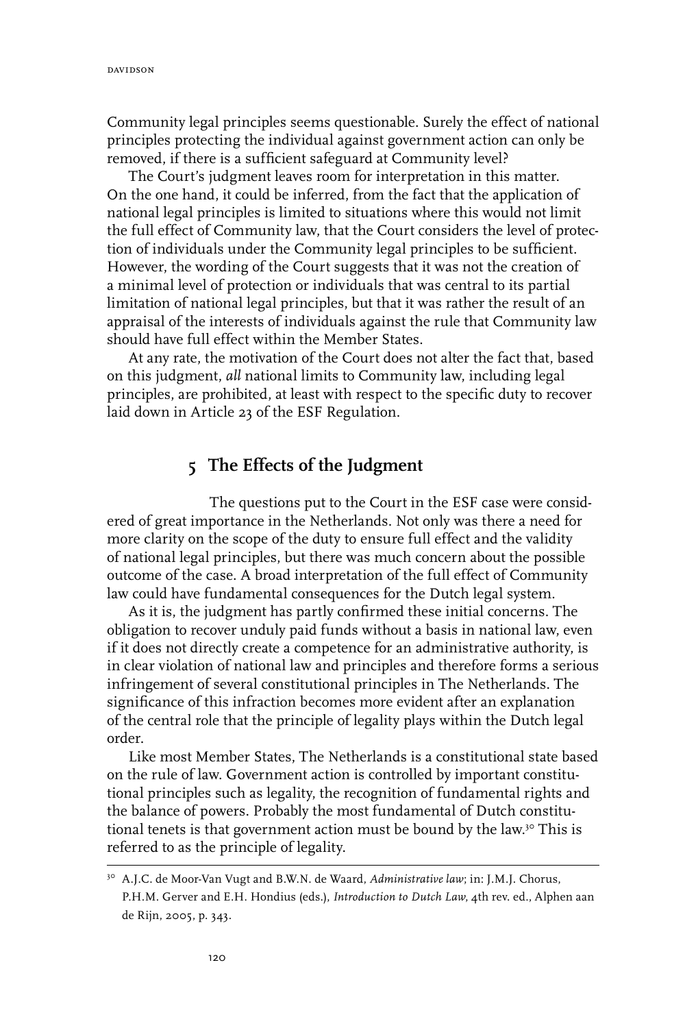Community legal principles seems questionable. Surely the effect of national principles protecting the individual against government action can only be removed, if there is a sufficient safeguard at Community level?

The Court's judgment leaves room for interpretation in this matter. On the one hand, it could be inferred, from the fact that the application of national legal principles is limited to situations where this would not limit the full effect of Community law, that the Court considers the level of protection of individuals under the Community legal principles to be sufficient. However, the wording of the Court suggests that it was not the creation of a minimal level of protection or individuals that was central to its partial limitation of national legal principles, but that it was rather the result of an appraisal of the interests of individuals against the rule that Community law should have full effect within the Member States.

At any rate, the motivation of the Court does not alter the fact that, based on this judgment, *all* national limits to Community law, including legal principles, are prohibited, at least with respect to the specific duty to recover laid down in Article 23 of the ESF Regulation.

## 5 The Effects of the Judgment

The questions put to the Court in the ESF case were considered of great importance in the Netherlands. Not only was there a need for more clarity on the scope of the duty to ensure full effect and the validity of national legal principles, but there was much concern about the possible outcome of the case. A broad interpretation of the full effect of Community law could have fundamental consequences for the Dutch legal system.

As it is, the judgment has partly confirmed these initial concerns. The obligation to recover unduly paid funds without a basis in national law, even if it does not directly create a competence for an administrative authority, is in clear violation of national law and principles and therefore forms a serious infringement of several constitutional principles in The Netherlands. The significance of this infraction becomes more evident after an explanation of the central role that the principle of legality plays within the Dutch legal order.

Like most Member States, The Netherlands is a constitutional state based on the rule of law. Government action is controlled by important constitutional principles such as legality, the recognition of fundamental rights and the balance of powers. Probably the most fundamental of Dutch constitutional tenets is that government action must be bound by the law.[30] This is referred to as the principle of legality.

[30] A.J.C. de Moor-Van Vugt and B.W.N. de Waard, *Administrative law*; in: J.M.J. Chorus, P.H.M. Gerver and E.H. Hondius (eds.), *Introduction to Dutch Law*, 4th rev. ed., Alphen aan de Rijn, 2005, p. 343.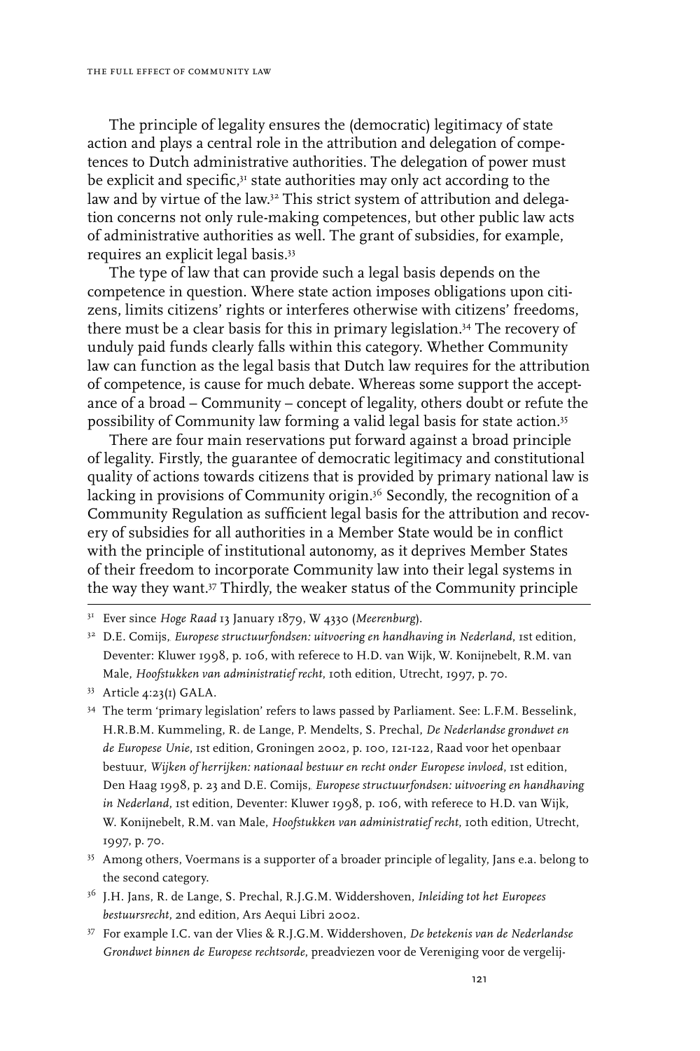The principle of legality ensures the (democratic) legitimacy of state action and plays a central role in the attribution and delegation of competences to Dutch administrative authorities. The delegation of power must be explicit and specific,[31] state authorities may only act according to the law and by virtue of the law.[32] This strict system of attribution and delegation concerns not only rule-making competences, but other public law acts of administrative authorities as well. The grant of subsidies, for example, requires an explicit legal basis.[33]

The type of law that can provide such a legal basis depends on the competence in question. Where state action imposes obligations upon citizens, limits citizens' rights or interferes otherwise with citizens' freedoms, there must be a clear basis for this in primary legislation.[34] The recovery of unduly paid funds clearly falls within this category. Whether Community law can function as the legal basis that Dutch law requires for the attribution of competence, is cause for much debate. Whereas some support the acceptance of a broad – Community – concept of legality, others doubt or refute the possibility of Community law forming a valid legal basis for state action.[35]

There are four main reservations put forward against a broad principle of legality. Firstly, the guarantee of democratic legitimacy and constitutional quality of actions towards citizens that is provided by primary national law is lacking in provisions of Community origin.[36] Secondly, the recognition of a Community Regulation as sufficient legal basis for the attribution and recovery of subsidies for all authorities in a Member State would be in conflict with the principle of institutional autonomy, as it deprives Member States of their freedom to incorporate Community law into their legal systems in the way they want.[37] Thirdly, the weaker status of the Community principle

---

[31] Ever since *Hoge Raad* 13 January 1879, W 4330 (*Meerenburg*).

[32] D.E. Comijs, *Europese structuurfondsen: uitvoering en handhaving in Nederland*, 1st edition, Deventer: Kluwer 1998, p. 106, with referece to H.D. van Wijk, W. Konijnebelt, R.M. van Male, *Hoofstukken van administratief recht*, 10th edition, Utrecht, 1997, p. 70.

[33] Article 4:23(1) GALA.

[34] The term 'primary legislation' refers to laws passed by Parliament. See: L.F.M. Besselink, H.R.B.M. Kummeling, R. de Lange, P. Mendelts, S. Prechal, *De Nederlandse grondwet en de Europese Unie*, 1st edition, Groningen 2002, p. 100, 121-122, Raad voor het openbaar bestuur, *Wijken of herrijken: nationaal bestuur en recht onder Europese invloed*, 1st edition, Den Haag 1998, p. 23 and D.E. Comijs, *Europese structuurfondsen: uitvoering en handhaving in Nederland*, 1st edition, Deventer: Kluwer 1998, p. 106, with referece to H.D. van Wijk, W. Konijnebelt, R.M. van Male, *Hoofstukken van administratief recht*, 10th edition, Utrecht, 1997, p. 70.

[35] Among others, Voermans is a supporter of a broader principle of legality, Jans e.a. belong to the second category.

[36] J.H. Jans, R. de Lange, S. Prechal, R.J.G.M. Widdershoven, *Inleiding tot het Europees bestuursrecht*, 2nd edition, Ars Aequi Libri 2002.

[37] For example I.C. van der Vlies & R.J.G.M. Widdershoven, *De betekenis van de Nederlandse Grondwet binnen de Europese rechtsorde*, preadviezen voor de Vereniging voor de vergelij-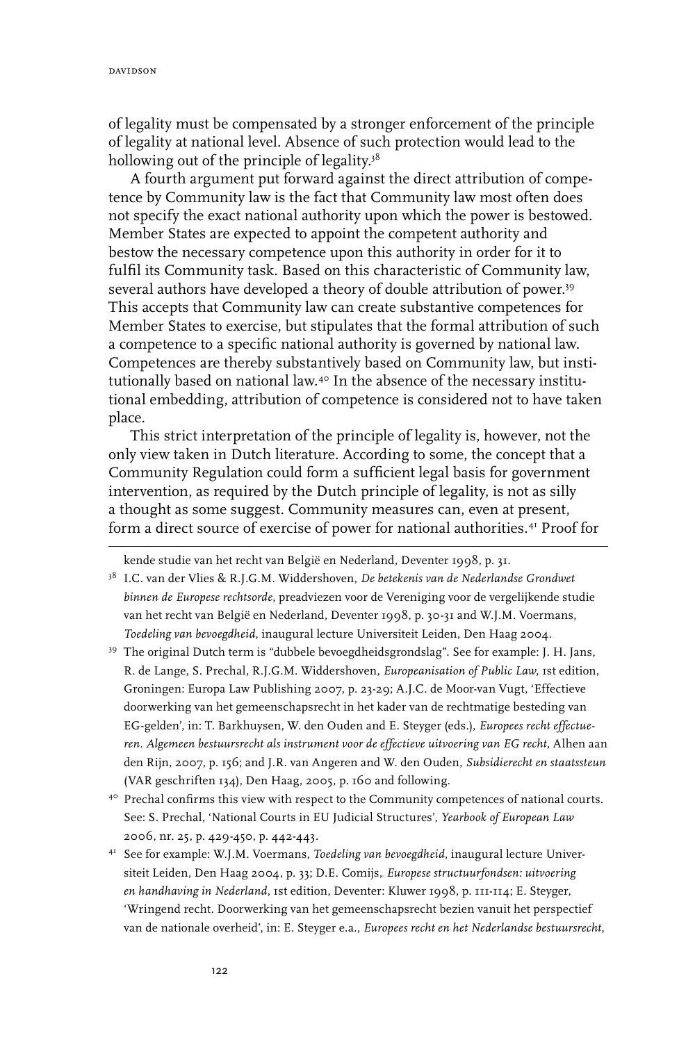of legality must be compensated by a stronger enforcement of the principle of legality at national level. Absence of such protection would lead to the hollowing out of the principle of legality.[38]

A fourth argument put forward against the direct attribution of competence by Community law is the fact that Community law most often does not specify the exact national authority upon which the power is bestowed. Member States are expected to appoint the competent authority and bestow the necessary competence upon this authority in order for it to fulfil its Community task. Based on this characteristic of Community law, several authors have developed a theory of double attribution of power.[39] This accepts that Community law can create substantive competences for Member States to exercise, but stipulates that the formal attribution of such a competence to a specific national authority is governed by national law. Competences are thereby substantively based on Community law, but institutionally based on national law.[40] In the absence of the necessary institutional embedding, attribution of competence is considered not to have taken place.

This strict interpretation of the principle of legality is, however, not the only view taken in Dutch literature. According to some, the concept that a Community Regulation could form a sufficient legal basis for government intervention, as required by the Dutch principle of legality, is not as silly a thought as some suggest. Community measures can, even at present, form a direct source of exercise of power for national authorities.[41] Proof for

---

kende studie van het recht van België en Nederland, Deventer 1998, p. 31.

[38] I.C. van der Vlies & R.J.G.M. Widdershoven, *De betekenis van de Nederlandse Grondwet binnen de Europese rechtsorde*, preadviezen voor de Vereniging voor de vergelijkende studie van het recht van België en Nederland, Deventer 1998, p. 30-31 and W.J.M. Voermans, *Toedeling van bevoegdheid*, inaugural lecture Universiteit Leiden, Den Haag 2004.

[39] The original Dutch term is "dubbele bevoegdheidsgrondslag". See for example: J. H. Jans, R. de Lange, S. Prechal, R.J.G.M. Widdershoven, *Europeanisation of Public Law*, 1st edition, Groningen: Europa Law Publishing 2007, p. 23-29; A.J.C. de Moor-van Vugt, 'Effectieve doorwerking van het gemeenschapsrecht in het kader van de rechtmatige besteding van EG-gelden', in: T. Barkhuysen, W. den Ouden and E. Steyger (eds.), *Europees recht effectueren. Algemeen bestuursrecht als instrument voor de effectieve uitvoering van EG recht*, Alhen aan den Rijn, 2007, p. 156; and J.R. van Angeren and W. den Ouden, *Subsidierecht en staatssteun* (VAR geschriften 134), Den Haag, 2005, p. 160 and following.

[40] Prechal confirms this view with respect to the Community competences of national courts. See: S. Prechal, 'National Courts in EU Judicial Structures', *Yearbook of European Law* 2006, nr. 25, p. 429-450, p. 442-443.

[41] See for example: W.J.M. Voermans, *Toedeling van bevoegdheid*, inaugural lecture Universiteit Leiden, Den Haag 2004, p. 33; D.E. Comijs, *Europese structuurfondsen: uitvoering en handhaving in Nederland*, 1st edition, Deventer: Kluwer 1998, p. 111-114; E. Steyger, 'Wringend recht. Doorwerking van het gemeenschapsrecht bezien vanuit het perspectief van de nationale overheid', in: E. Steyger e.a., *Europees recht en het Nederlandse bestuursrecht*,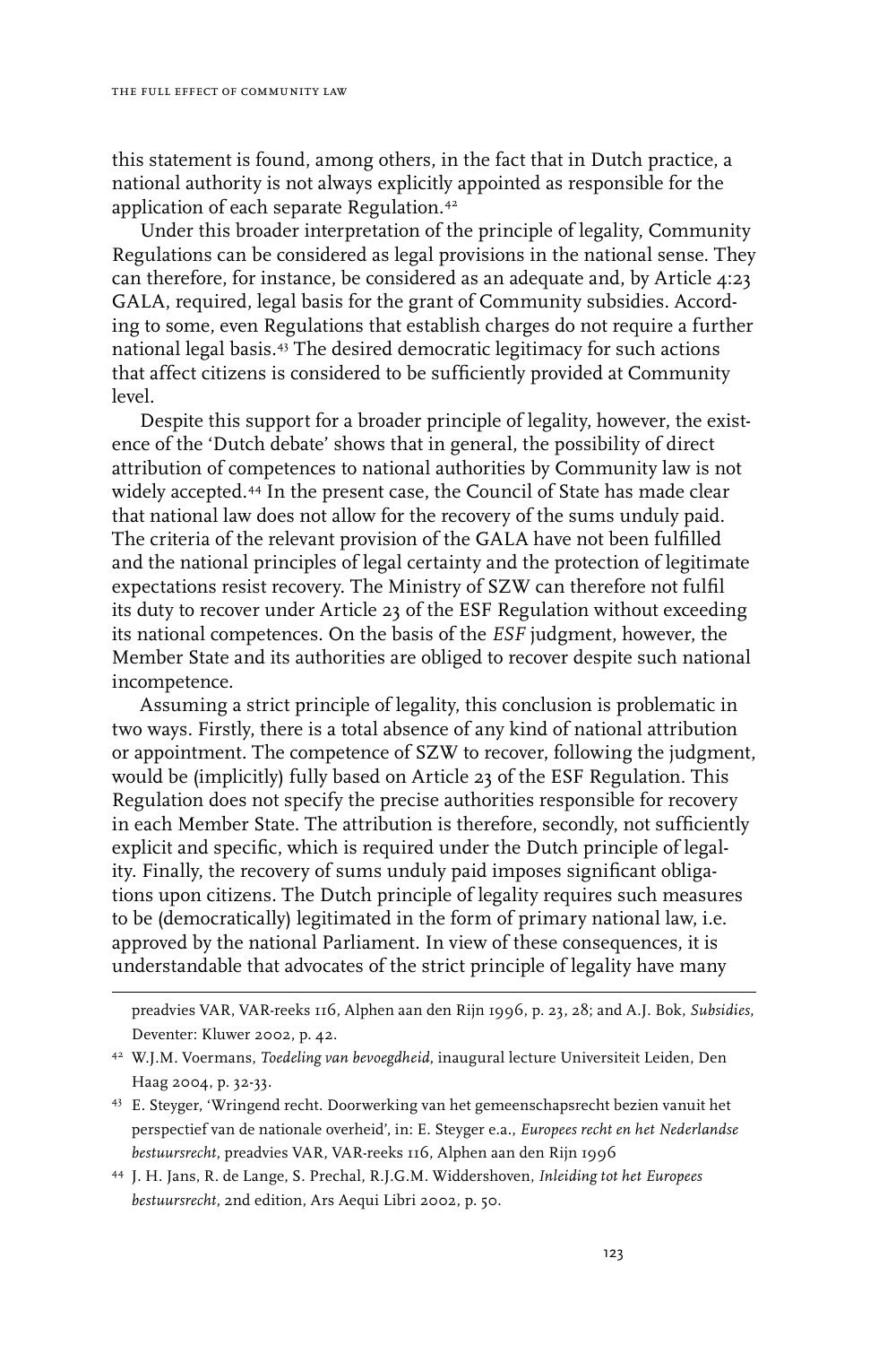this statement is found, among others, in the fact that in Dutch practice, a national authority is not always explicitly appointed as responsible for the application of each separate Regulation.[42]

Under this broader interpretation of the principle of legality, Community Regulations can be considered as legal provisions in the national sense. They can therefore, for instance, be considered as an adequate and, by Article 4:23 GALA, required, legal basis for the grant of Community subsidies. According to some, even Regulations that establish charges do not require a further national legal basis.[43] The desired democratic legitimacy for such actions that affect citizens is considered to be sufficiently provided at Community level.

Despite this support for a broader principle of legality, however, the existence of the 'Dutch debate' shows that in general, the possibility of direct attribution of competences to national authorities by Community law is not widely accepted.[44] In the present case, the Council of State has made clear that national law does not allow for the recovery of the sums unduly paid. The criteria of the relevant provision of the GALA have not been fulfilled and the national principles of legal certainty and the protection of legitimate expectations resist recovery. The Ministry of SZW can therefore not fulfil its duty to recover under Article 23 of the ESF Regulation without exceeding its national competences. On the basis of the *ESF* judgment, however, the Member State and its authorities are obliged to recover despite such national incompetence.

Assuming a strict principle of legality, this conclusion is problematic in two ways. Firstly, there is a total absence of any kind of national attribution or appointment. The competence of SZW to recover, following the judgment, would be (implicitly) fully based on Article 23 of the ESF Regulation. This Regulation does not specify the precise authorities responsible for recovery in each Member State. The attribution is therefore, secondly, not sufficiently explicit and specific, which is required under the Dutch principle of legality. Finally, the recovery of sums unduly paid imposes significant obligations upon citizens. The Dutch principle of legality requires such measures to be (democratically) legitimated in the form of primary national law, i.e. approved by the national Parliament. In view of these consequences, it is understandable that advocates of the strict principle of legality have many

---

preadvies VAR, VAR-reeks 116, Alphen aan den Rijn 1996, p. 23, 28; and A.J. Bok, *Subsidies*, Deventer: Kluwer 2002, p. 42.

[42] W.J.M. Voermans, *Toedeling van bevoegdheid*, inaugural lecture Universiteit Leiden, Den Haag 2004, p. 32-33.

[43] E. Steyger, 'Wringend recht. Doorwerking van het gemeenschapsrecht bezien vanuit het perspectief van de nationale overheid', in: E. Steyger e.a., *Europees recht en het Nederlandse bestuursrecht*, preadvies VAR, VAR-reeks 116, Alphen aan den Rijn 1996

[44] J. H. Jans, R. de Lange, S. Prechal, R.J.G.M. Widdershoven, *Inleiding tot het Europees bestuursrecht*, 2nd edition, Ars Aequi Libri 2002, p. 50.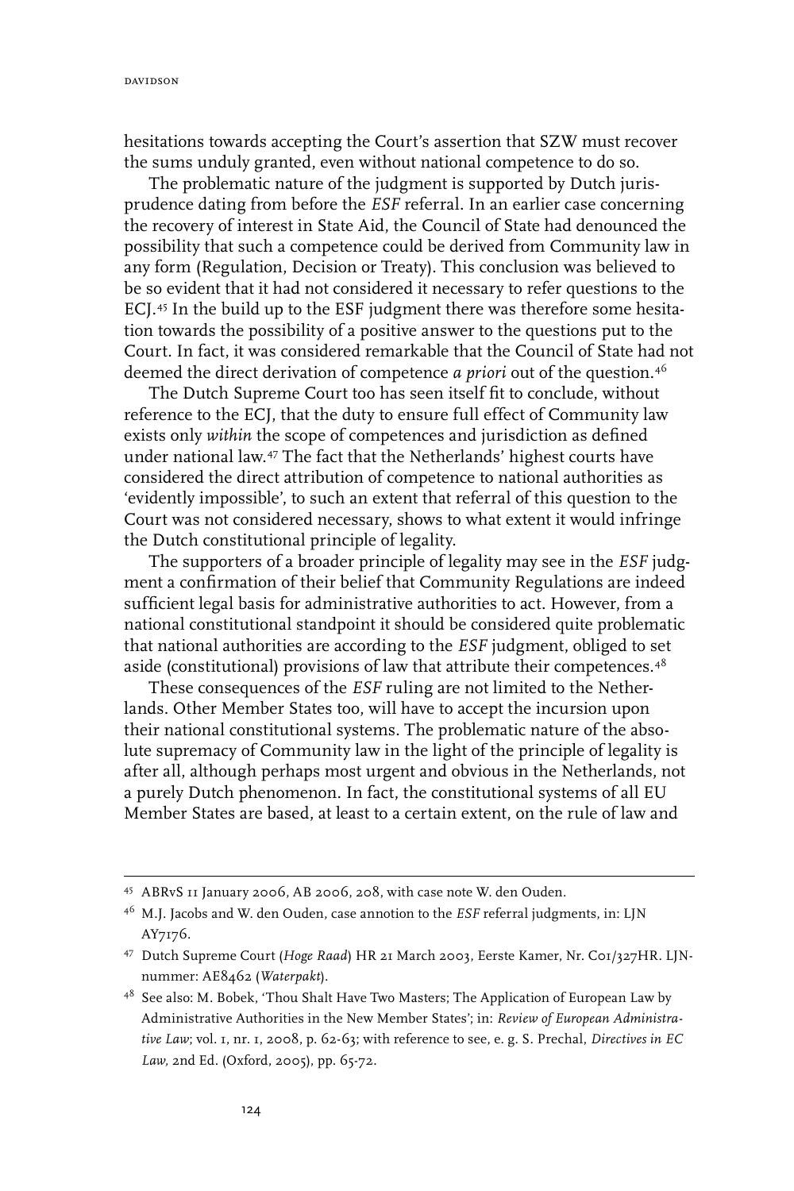hesitations towards accepting the Court's assertion that SZW must recover the sums unduly granted, even without national competence to do so.

The problematic nature of the judgment is supported by Dutch jurisprudence dating from before the *ESF* referral. In an earlier case concerning the recovery of interest in State Aid, the Council of State had denounced the possibility that such a competence could be derived from Community law in any form (Regulation, Decision or Treaty). This conclusion was believed to be so evident that it had not considered it necessary to refer questions to the ECJ.[45] In the build up to the ESF judgment there was therefore some hesitation towards the possibility of a positive answer to the questions put to the Court. In fact, it was considered remarkable that the Council of State had not deemed the direct derivation of competence *a priori* out of the question.[46]

The Dutch Supreme Court too has seen itself fit to conclude, without reference to the ECJ, that the duty to ensure full effect of Community law exists only *within* the scope of competences and jurisdiction as defined under national law.[47] The fact that the Netherlands' highest courts have considered the direct attribution of competence to national authorities as 'evidently impossible', to such an extent that referral of this question to the Court was not considered necessary, shows to what extent it would infringe the Dutch constitutional principle of legality.

The supporters of a broader principle of legality may see in the *ESF* judgment a confirmation of their belief that Community Regulations are indeed sufficient legal basis for administrative authorities to act. However, from a national constitutional standpoint it should be considered quite problematic that national authorities are according to the *ESF* judgment, obliged to set aside (constitutional) provisions of law that attribute their competences.[48]

These consequences of the *ESF* ruling are not limited to the Netherlands. Other Member States too, will have to accept the incursion upon their national constitutional systems. The problematic nature of the absolute supremacy of Community law in the light of the principle of legality is after all, although perhaps most urgent and obvious in the Netherlands, not a purely Dutch phenomenon. In fact, the constitutional systems of all EU Member States are based, at least to a certain extent, on the rule of law and

---

[45] ABRvS 11 January 2006, AB 2006, 208, with case note W. den Ouden.

[46] M.J. Jacobs and W. den Ouden, case annotion to the *ESF* referral judgments, in: LJN AY7176.

[47] Dutch Supreme Court (*Hoge Raad*) HR 21 March 2003, Eerste Kamer, Nr. C01/327HR. LJN-nummer: AE8462 (*Waterpakt*).

[48] See also: M. Bobek, 'Thou Shalt Have Two Masters; The Application of European Law by Administrative Authorities in the New Member States'; in: *Review of European Administrative Law*; vol. 1, nr. 1, 2008, p. 62-63; with reference to see, e. g. S. Prechal, *Directives in EC Law,* 2nd Ed. (Oxford, 2005), pp. 65-72.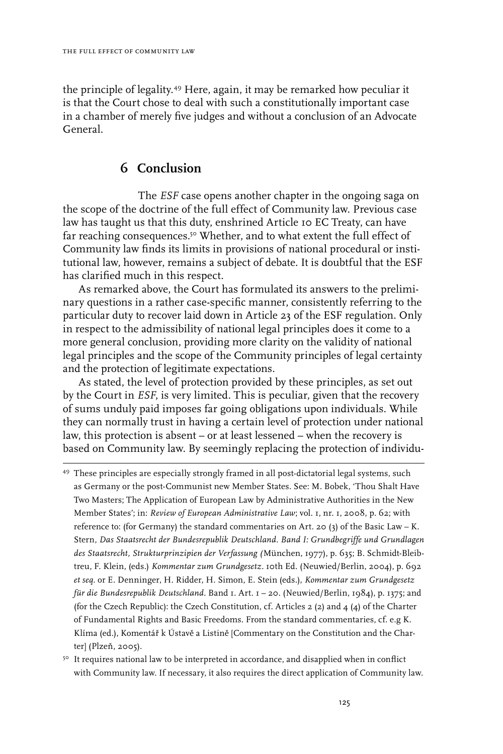the principle of legality.[49] Here, again, it may be remarked how peculiar it is that the Court chose to deal with such a constitutionally important case in a chamber of merely five judges and without a conclusion of an Advocate General.

## 6 Conclusion

The *ESF* case opens another chapter in the ongoing saga on the scope of the doctrine of the full effect of Community law. Previous case law has taught us that this duty, enshrined Article 10 EC Treaty, can have far reaching consequences.[50] Whether, and to what extent the full effect of Community law finds its limits in provisions of national procedural or institutional law, however, remains a subject of debate. It is doubtful that the ESF has clarified much in this respect.

As remarked above, the Court has formulated its answers to the preliminary questions in a rather case-specific manner, consistently referring to the particular duty to recover laid down in Article 23 of the ESF regulation. Only in respect to the admissibility of national legal principles does it come to a more general conclusion, providing more clarity on the validity of national legal principles and the scope of the Community principles of legal certainty and the protection of legitimate expectations.

As stated, the level of protection provided by these principles, as set out by the Court in *ESF*, is very limited. This is peculiar, given that the recovery of sums unduly paid imposes far going obligations upon individuals. While they can normally trust in having a certain level of protection under national law, this protection is absent – or at least lessened – when the recovery is based on Community law. By seemingly replacing the protection of individu-

---

[49] These principles are especially strongly framed in all post-dictatorial legal systems, such as Germany or the post-Communist new Member States. See: M. Bobek, 'Thou Shalt Have Two Masters; The Application of European Law by Administrative Authorities in the New Member States'; in: *Review of European Administrative Law*; vol. 1, nr. 1, 2008, p. 62; with reference to: (for Germany) the standard commentaries on Art. 20 (3) of the Basic Law – K. Stern, *Das Staatsrecht der Bundesrepublik Deutschland. Band I: Grundbegriffe und Grundlagen des Staatsrecht, Strukturprinzipien der Verfassung (*München, 1977), p. 635; B. Schmidt-Bleibtreu, F. Klein, (eds.) *Kommentar zum Grundgesetz*. 10th Ed. (Neuwied/Berlin, 2004), p. 692 *et seq*. or E. Denninger, H. Ridder, H. Simon, E. Stein (eds.), *Kommentar zum Grundgesetz für die Bundesrepublik Deutschland*. Band 1. Art. 1 – 20. (Neuwied/Berlin, 1984), p. 1375; and (for the Czech Republic): the Czech Constitution, cf. Articles 2 (2) and 4 (4) of the Charter of Fundamental Rights and Basic Freedoms. From the standard commentaries, cf. e.g K. Klíma (ed.), Komentář k Ústavě a Listině [Commentary on the Constitution and the Charter] (Plzeň, 2005).

[50] It requires national law to be interpreted in accordance, and disapplied when in conflict with Community law. If necessary, it also requires the direct application of Community law.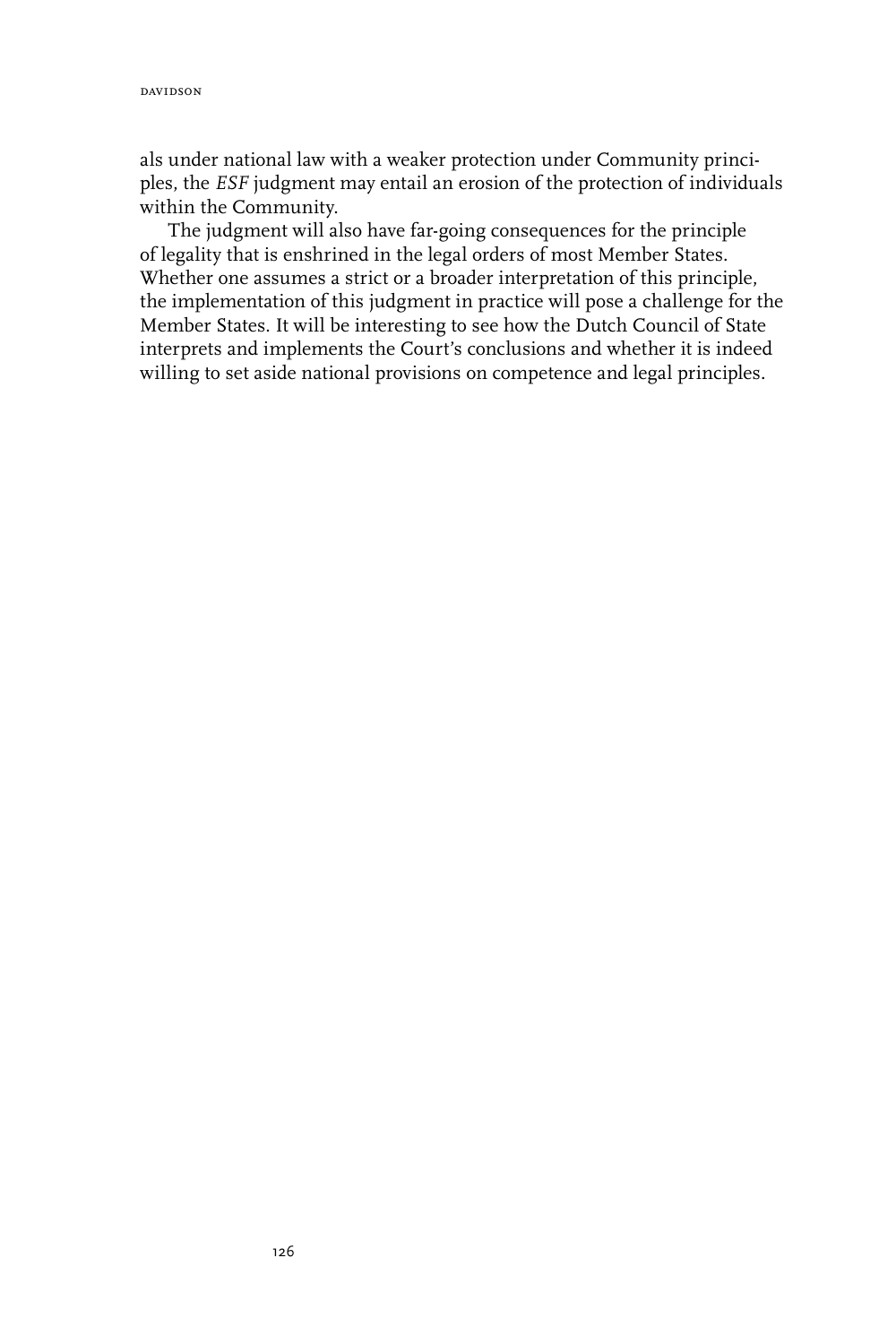als under national law with a weaker protection under Community principles, the *ESF* judgment may entail an erosion of the protection of individuals within the Community.

The judgment will also have far-going consequences for the principle of legality that is enshrined in the legal orders of most Member States. Whether one assumes a strict or a broader interpretation of this principle, the implementation of this judgment in practice will pose a challenge for the Member States. It will be interesting to see how the Dutch Council of State interprets and implements the Court's conclusions and whether it is indeed willing to set aside national provisions on competence and legal principles.